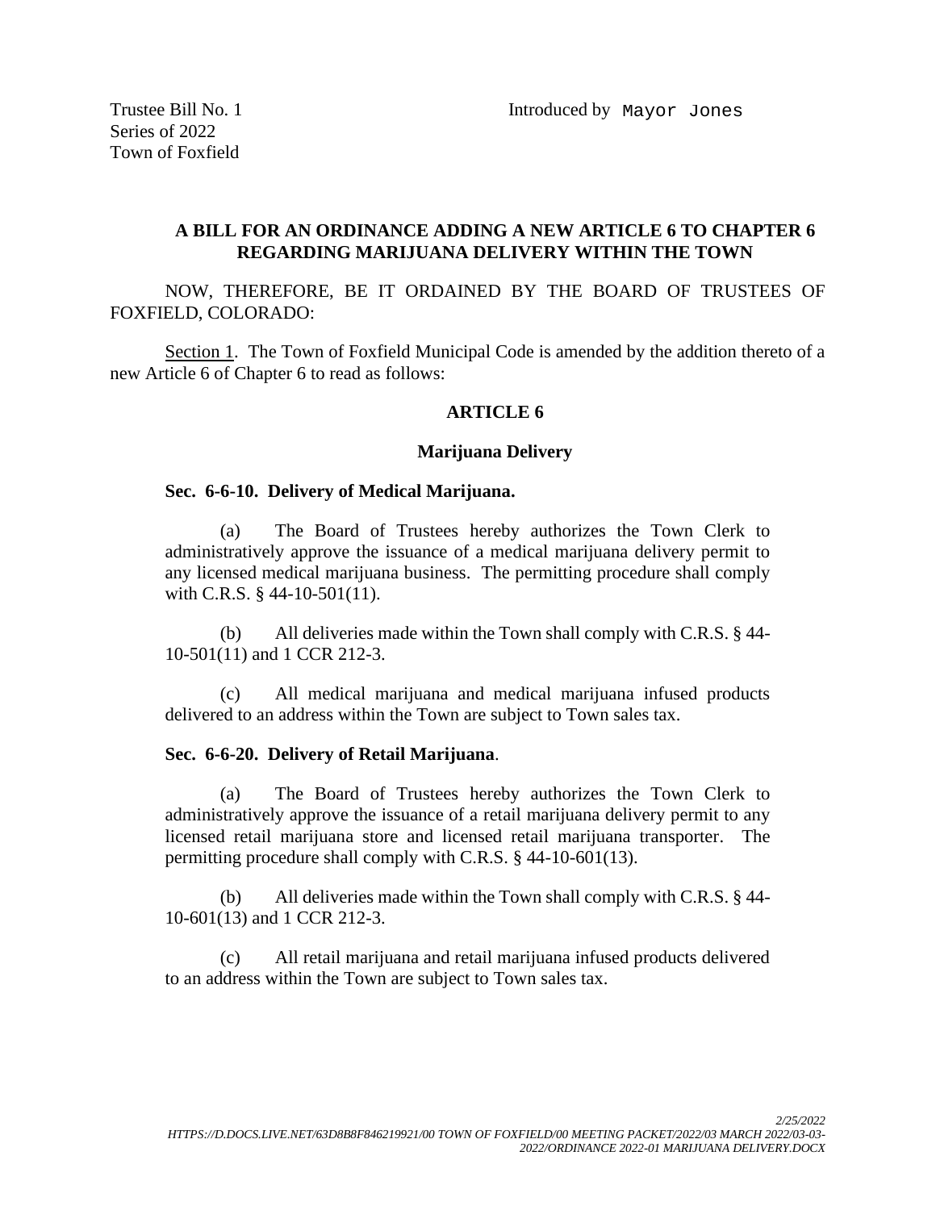Trustee Bill No. 1
Series of 2022
Town of Foxfield

Introduced by Mayor Jones

**A BILL FOR AN ORDINANCE ADDING A NEW ARTICLE 6 TO CHAPTER 6 REGARDING MARIJUANA DELIVERY WITHIN THE TOWN**

NOW, THEREFORE, BE IT ORDAINED BY THE BOARD OF TRUSTEES OF FOXFIELD, COLORADO:

Section 1. The Town of Foxfield Municipal Code is amended by the addition thereto of a new Article 6 of Chapter 6 to read as follows:

**ARTICLE 6**

**Marijuana Delivery**

**Sec. 6-6-10. Delivery of Medical Marijuana.**

(a) The Board of Trustees hereby authorizes the Town Clerk to administratively approve the issuance of a medical marijuana delivery permit to any licensed medical marijuana business. The permitting procedure shall comply with C.R.S. § 44-10-501(11).

(b) All deliveries made within the Town shall comply with C.R.S. § 44-10-501(11) and 1 CCR 212-3.

(c) All medical marijuana and medical marijuana infused products delivered to an address within the Town are subject to Town sales tax.

**Sec. 6-6-20. Delivery of Retail Marijuana**.

(a) The Board of Trustees hereby authorizes the Town Clerk to administratively approve the issuance of a retail marijuana delivery permit to any licensed retail marijuana store and licensed retail marijuana transporter. The permitting procedure shall comply with C.R.S. § 44-10-601(13).

(b) All deliveries made within the Town shall comply with C.R.S. § 44-10-601(13) and 1 CCR 212-3.

(c) All retail marijuana and retail marijuana infused products delivered to an address within the Town are subject to Town sales tax.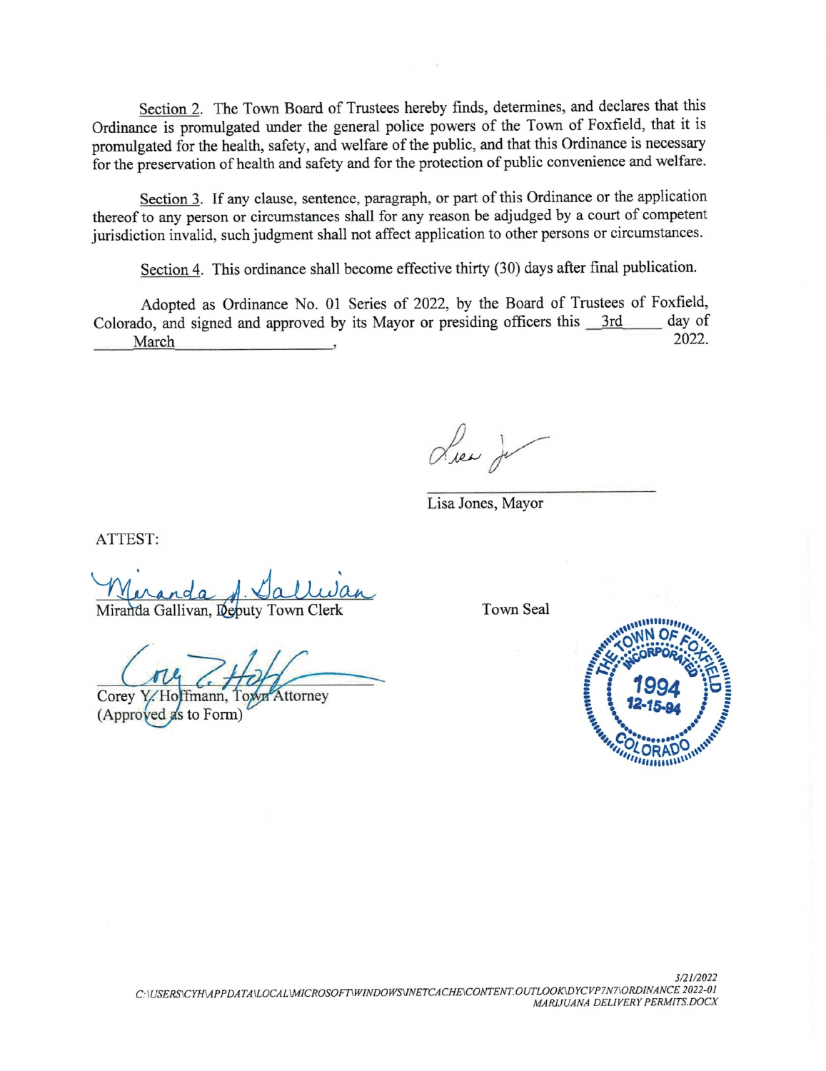Section 2. The Town Board of Trustees hereby finds, determines, and declares that this Ordinance is promulgated under the general police powers of the Town of Foxfield, that it is promulgated for the health, safety, and welfare of the public, and that this Ordinance is necessary for the preservation of health and safety and for the protection of public convenience and welfare.

Section 3. If any clause, sentence, paragraph, or part of this Ordinance or the application thereof to any person or circumstances shall for any reason be adjudged by a court of competent jurisdiction invalid, such judgment shall not affect application to other persons or circumstances.

Section 4. This ordinance shall become effective thirty (30) days after final publication.

Adopted as Ordinance No. 01 Series of 2022, by the Board of Trustees of Foxfield, Colorado, and signed and approved by its Mayor or presiding officers this 3rd day of March, 2022.

Lisa Jones, Mayor

ATTEST:

Miranda Gallivan, Deputy Town Clerk

Town Seal

THE TOWN OF FOXFIELD INCORPORATED 1994 12-15-94 COLORADO

Corey Y. Hoffmann, Town Attorney
(Approved as to Form)

3/21/2022
C:\USERS\CYH\APPDATA\LOCAL\MICROSOFT\WINDOWS\INETCACHE\CONTENT.OUTLOOK\DYCVP7N7\ORDINANCE 2022-01 MARIJUANA DELIVERY PERMITS.DOCX